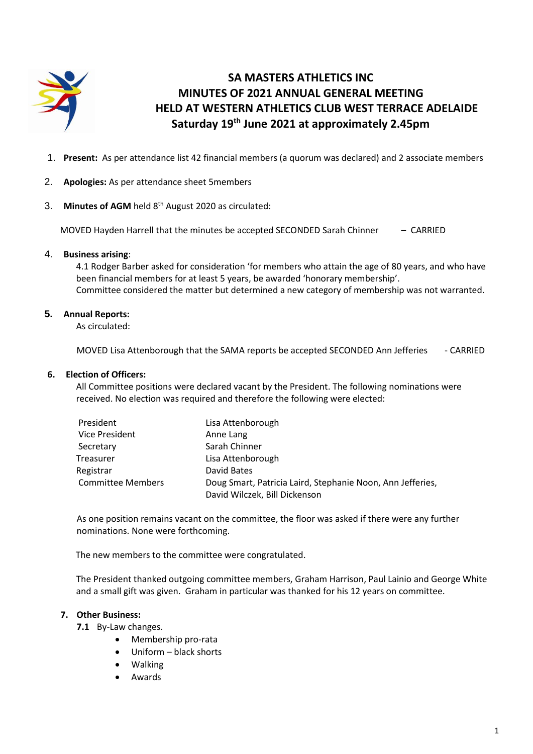# SA MASTERS ATHLETICS INC
# MINUTES OF 2021 ANNUAL GENERAL MEETING
# HELD AT WESTERN ATHLETICS CLUB WEST TERRACE ADELAIDE
# Saturday 19th June 2021 at approximately 2.45pm

1. **Present:** As per attendance list 42 financial members (a quorum was declared) and 2 associate members

2. **Apologies:** As per attendance sheet 5members

3. **Minutes of AGM** held 8th August 2020 as circulated:

   MOVED Hayden Harrell that the minutes be accepted SECONDED Sarah Chinner – CARRIED

4. **Business arising**:

   4.1 Rodger Barber asked for consideration 'for members who attain the age of 80 years, and who have been financial members for at least 5 years, be awarded 'honorary membership'.
   Committee considered the matter but determined a new category of membership was not warranted.

5. **Annual Reports:**

   As circulated:

   MOVED Lisa Attenborough that the SAMA reports be accepted SECONDED Ann Jefferies - CARRIED

6. **Election of Officers:**

   All Committee positions were declared vacant by the President. The following nominations were received. No election was required and therefore the following were elected:

| | |
|---|---|
| President | Lisa Attenborough |
| Vice President | Anne Lang |
| Secretary | Sarah Chinner |
| Treasurer | Lisa Attenborough |
| Registrar | David Bates |
| Committee Members | Doug Smart, Patricia Laird, Stephanie Noon, Ann Jefferies, David Wilczek, Bill Dickenson |

   As one position remains vacant on the committee, the floor was asked if there were any further nominations. None were forthcoming.

   The new members to the committee were congratulated.

   The President thanked outgoing committee members, Graham Harrison, Paul Lainio and George White and a small gift was given. Graham in particular was thanked for his 12 years on committee.

7. **Other Business:**

   **7.1** By-Law changes.
   - Membership pro-rata
   - Uniform – black shorts
   - Walking
   - Awards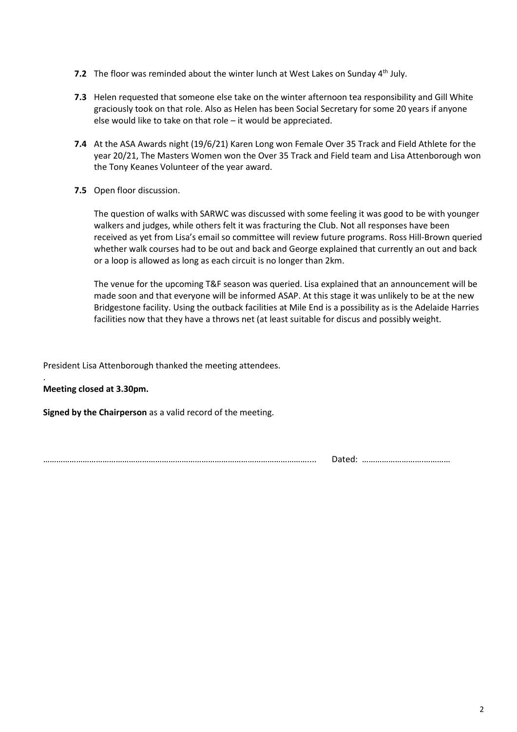**7.2** The floor was reminded about the winter lunch at West Lakes on Sunday 4th July.

**7.3** Helen requested that someone else take on the winter afternoon tea responsibility and Gill White graciously took on that role. Also as Helen has been Social Secretary for some 20 years if anyone else would like to take on that role – it would be appreciated.

**7.4** At the ASA Awards night (19/6/21) Karen Long won Female Over 35 Track and Field Athlete for the year 20/21, The Masters Women won the Over 35 Track and Field team and Lisa Attenborough won the Tony Keanes Volunteer of the year award.

**7.5** Open floor discussion.

The question of walks with SARWC was discussed with some feeling it was good to be with younger walkers and judges, while others felt it was fracturing the Club. Not all responses have been received as yet from Lisa's email so committee will review future programs. Ross Hill-Brown queried whether walk courses had to be out and back and George explained that currently an out and back or a loop is allowed as long as each circuit is no longer than 2km.

The venue for the upcoming T&F season was queried. Lisa explained that an announcement will be made soon and that everyone will be informed ASAP. At this stage it was unlikely to be at the new Bridgestone facility. Using the outback facilities at Mile End is a possibility as is the Adelaide Harries facilities now that they have a throws net (at least suitable for discus and possibly weight.

President Lisa Attenborough thanked the meeting attendees.

.

**Meeting closed at 3.30pm.**

**Signed by the Chairperson** as a valid record of the meeting.

…………………………………………………………………………………………………….... Dated: …………………………..…………